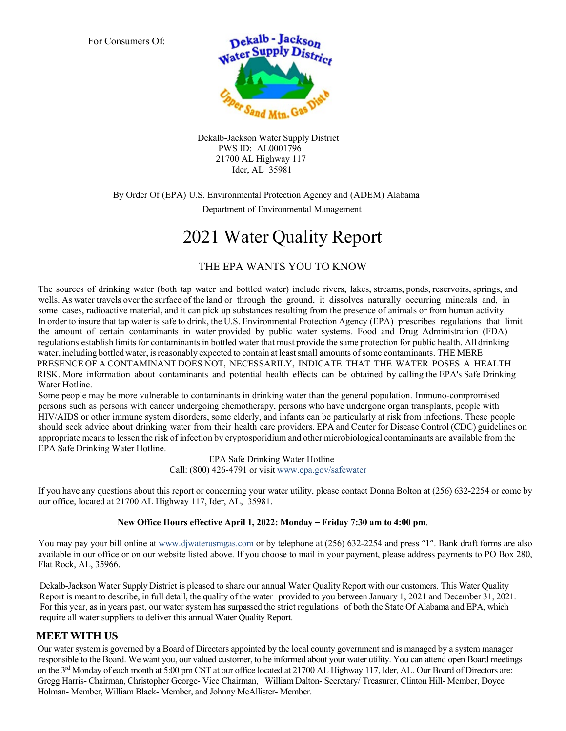For Consumers Of:

Dekalb-Jackson Water Supply District
PWS ID: AL0001796
21700 AL Highway 117
Ider, AL 35981

By Order Of (EPA) U.S. Environmental Protection Agency and (ADEM) Alabama Department of Environmental Management

# 2021 Water Quality Report

## THE EPA WANTS YOU TO KNOW

The sources of drinking water (both tap water and bottled water) include rivers, lakes, streams, ponds, reservoirs, springs, and wells. As water travels over the surface of the land or through the ground, it dissolves naturally occurring minerals and, in some cases, radioactive material, and it can pick up substances resulting from the presence of animals or from human activity. In order to insure that tap water is safe to drink, the U.S. Environmental Protection Agency (EPA) prescribes regulations that limit the amount of certain contaminants in water provided by public water systems. Food and Drug Administration (FDA) regulations establish limits for contaminants in bottled water that must provide the same protection for public health. All drinking water, including bottled water, is reasonably expected to contain at least small amounts of some contaminants. THE MERE PRESENCE OF A CONTAMINANT DOES NOT, NECESSARILY, INDICATE THAT THE WATER POSES A HEALTH RISK. More information about contaminants and potential health effects can be obtained by calling the EPA's Safe Drinking Water Hotline.

Some people may be more vulnerable to contaminants in drinking water than the general population. Immuno-compromised persons such as persons with cancer undergoing chemotherapy, persons who have undergone organ transplants, people with HIV/AIDS or other immune system disorders, some elderly, and infants can be particularly at risk from infections. These people should seek advice about drinking water from their health care providers. EPA and Center for Disease Control (CDC) guidelines on appropriate means to lessen the risk of infection by cryptosporidium and other microbiological contaminants are available from the EPA Safe Drinking Water Hotline.

EPA Safe Drinking Water Hotline
Call: (800) 426-4791 or visit www.epa.gov/safewater

If you have any questions about this report or concerning your water utility, please contact Donna Bolton at (256) 632-2254 or come by our office, located at 21700 AL Highway 117, Ider, AL, 35981.

**New Office Hours effective April 1, 2022: Monday – Friday 7:30 am to 4:00 pm**.

You may pay your bill online at www.djwaterusmgas.com or by telephone at (256) 632-2254 and press "1". Bank draft forms are also available in our office or on our website listed above. If you choose to mail in your payment, please address payments to PO Box 280, Flat Rock, AL, 35966.

Dekalb-Jackson Water Supply District is pleased to share our annual Water Quality Report with our customers. This Water Quality Report is meant to describe, in full detail, the quality of the water provided to you between January 1, 2021 and December 31, 2021. For this year, as in years past, our water system has surpassed the strict regulations of both the State Of Alabama and EPA, which require all water suppliers to deliver this annual Water Quality Report.

## MEET WITH US

Our water system is governed by a Board of Directors appointed by the local county government and is managed by a system manager responsible to the Board. We want you, our valued customer, to be informed about your water utility. You can attend open Board meetings on the 3rd Monday of each month at 5:00 pm CST at our office located at 21700 AL Highway 117, Ider, AL. Our Board of Directors are: Gregg Harris- Chairman, Christopher George- Vice Chairman, William Dalton- Secretary/ Treasurer, Clinton Hill- Member, Doyce Holman- Member, William Black- Member, and Johnny McAllister- Member.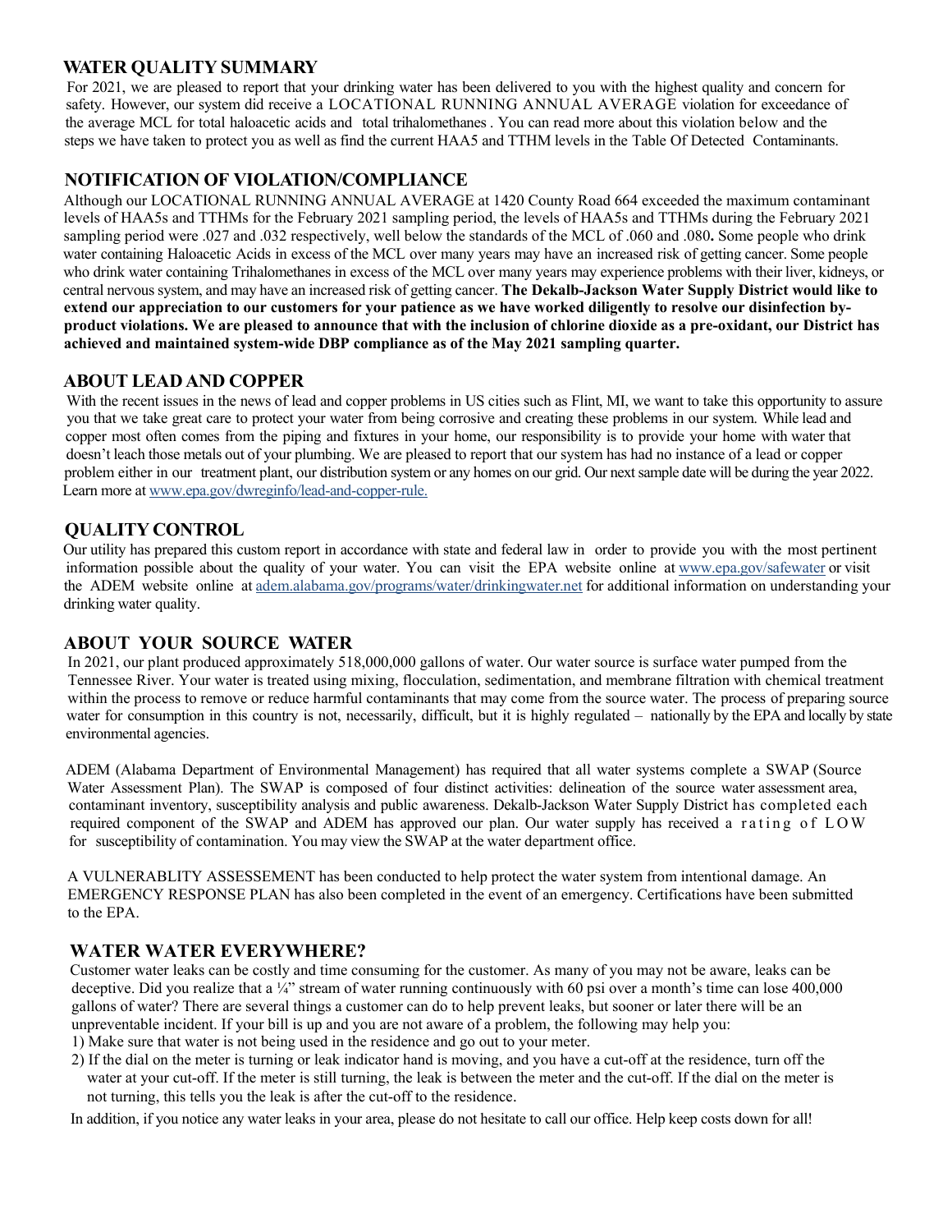## WATER QUALITY SUMMARY

For 2021, we are pleased to report that your drinking water has been delivered to you with the highest quality and concern for safety. However, our system did receive a LOCATIONAL RUNNING ANNUAL AVERAGE violation for exceedance of the average MCL for total haloacetic acids and total trihalomethanes . You can read more about this violation below and the steps we have taken to protect you as well as find the current HAA5 and TTHM levels in the Table Of Detected Contaminants.

## NOTIFICATION OF VIOLATION/COMPLIANCE

Although our LOCATIONAL RUNNING ANNUAL AVERAGE at 1420 County Road 664 exceeded the maximum contaminant levels of HAA5s and TTHMs for the February 2021 sampling period, the levels of HAA5s and TTHMs during the February 2021 sampling period were .027 and .032 respectively, well below the standards of the MCL of .060 and .080**.** Some people who drink water containing Haloacetic Acids in excess of the MCL over many years may have an increased risk of getting cancer. Some people who drink water containing Trihalomethanes in excess of the MCL over many years may experience problems with their liver, kidneys, or central nervous system, and may have an increased risk of getting cancer. **The Dekalb-Jackson Water Supply District would like to extend our appreciation to our customers for your patience as we have worked diligently to resolve our disinfection by-product violations. We are pleased to announce that with the inclusion of chlorine dioxide as a pre-oxidant, our District has achieved and maintained system-wide DBP compliance as of the May 2021 sampling quarter.**

## ABOUT LEAD AND COPPER

With the recent issues in the news of lead and copper problems in US cities such as Flint, MI, we want to take this opportunity to assure you that we take great care to protect your water from being corrosive and creating these problems in our system. While lead and copper most often comes from the piping and fixtures in your home, our responsibility is to provide your home with water that doesn't leach those metals out of your plumbing. We are pleased to report that our system has had no instance of a lead or copper problem either in our treatment plant, our distribution system or any homes on our grid. Our next sample date will be during the year 2022. Learn more at www.epa.gov/dwreginfo/lead-and-copper-rule.

## QUALITY CONTROL

Our utility has prepared this custom report in accordance with state and federal law in order to provide you with the most pertinent information possible about the quality of your water. You can visit the EPA website online at www.epa.gov/safewater or visit the ADEM website online at adem.alabama.gov/programs/water/drinkingwater.net for additional information on understanding your drinking water quality.

## ABOUT YOUR SOURCE WATER

In 2021, our plant produced approximately 518,000,000 gallons of water. Our water source is surface water pumped from the Tennessee River. Your water is treated using mixing, flocculation, sedimentation, and membrane filtration with chemical treatment within the process to remove or reduce harmful contaminants that may come from the source water. The process of preparing source water for consumption in this country is not, necessarily, difficult, but it is highly regulated – nationally by the EPA and locally by state environmental agencies.

ADEM (Alabama Department of Environmental Management) has required that all water systems complete a SWAP (Source Water Assessment Plan). The SWAP is composed of four distinct activities: delineation of the source water assessment area, contaminant inventory, susceptibility analysis and public awareness. Dekalb-Jackson Water Supply District has completed each required component of the SWAP and ADEM has approved our plan. Our water supply has received a rating of LOW for susceptibility of contamination. You may view the SWAP at the water department office.

A VULNERABLITY ASSESSEMENT has been conducted to help protect the water system from intentional damage. An EMERGENCY RESPONSE PLAN has also been completed in the event of an emergency. Certifications have been submitted to the EPA.

## WATER WATER EVERYWHERE?

Customer water leaks can be costly and time consuming for the customer. As many of you may not be aware, leaks can be deceptive. Did you realize that a ¼" stream of water running continuously with 60 psi over a month's time can lose 400,000 gallons of water? There are several things a customer can do to help prevent leaks, but sooner or later there will be an unpreventable incident. If your bill is up and you are not aware of a problem, the following may help you:

1) Make sure that water is not being used in the residence and go out to your meter.
2) If the dial on the meter is turning or leak indicator hand is moving, and you have a cut-off at the residence, turn off the water at your cut-off. If the meter is still turning, the leak is between the meter and the cut-off. If the dial on the meter is not turning, this tells you the leak is after the cut-off to the residence.

In addition, if you notice any water leaks in your area, please do not hesitate to call our office. Help keep costs down for all!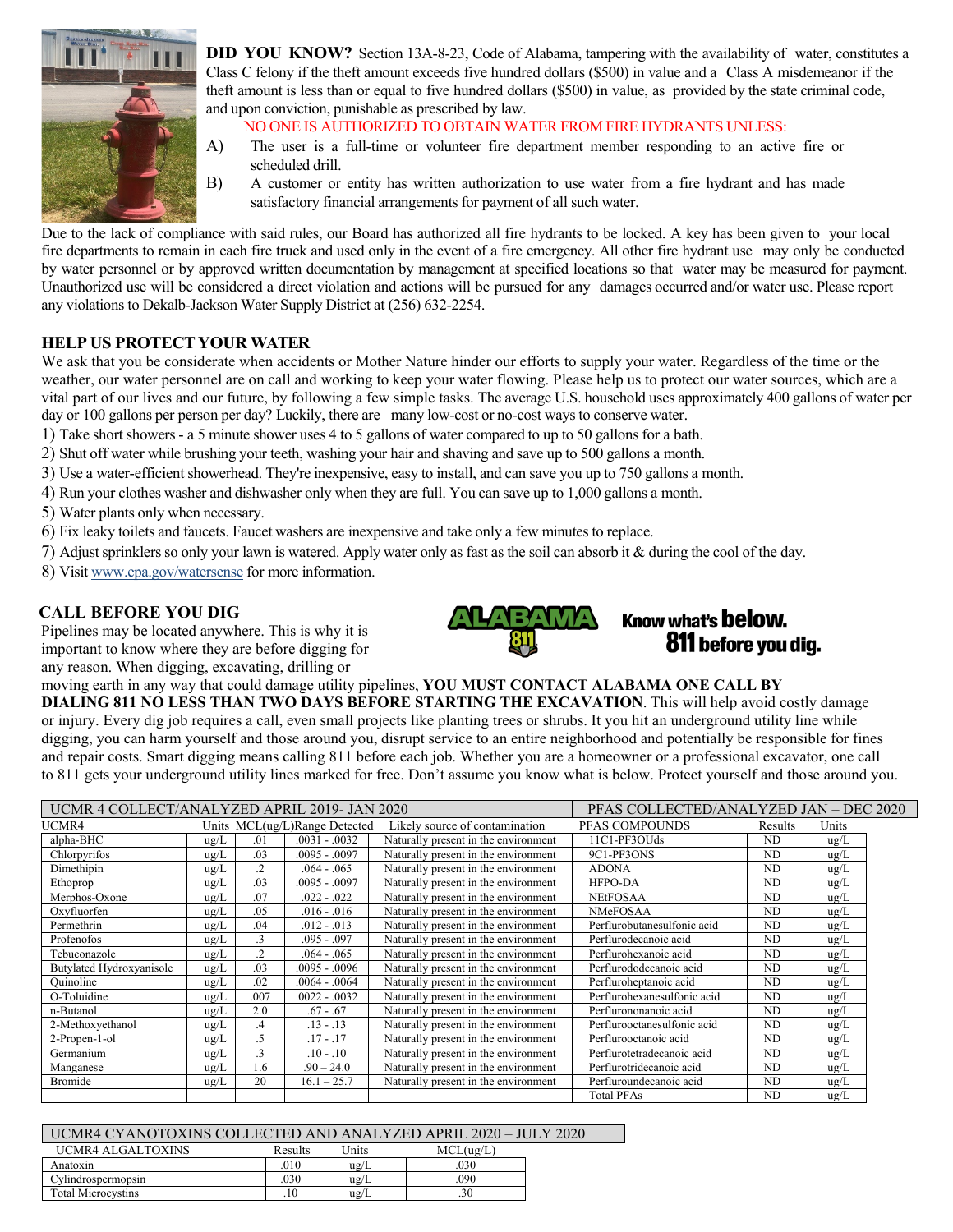**DID YOU KNOW?** Section 13A-8-23, Code of Alabama, tampering with the availability of water, constitutes a Class C felony if the theft amount exceeds five hundred dollars ($500) in value and a Class A misdemeanor if the theft amount is less than or equal to five hundred dollars ($500) in value, as provided by the state criminal code, and upon conviction, punishable as prescribed by law.

NO ONE IS AUTHORIZED TO OBTAIN WATER FROM FIRE HYDRANTS UNLESS:

A) The user is a full-time or volunteer fire department member responding to an active fire or scheduled drill.

B) A customer or entity has written authorization to use water from a fire hydrant and has made satisfactory financial arrangements for payment of all such water.

Due to the lack of compliance with said rules, our Board has authorized all fire hydrants to be locked. A key has been given to your local fire departments to remain in each fire truck and used only in the event of a fire emergency. All other fire hydrant use may only be conducted by water personnel or by approved written documentation by management at specified locations so that water may be measured for payment. Unauthorized use will be considered a direct violation and actions will be pursued for any damages occurred and/or water use. Please report any violations to Dekalb-Jackson Water Supply District at (256) 632-2254.

## HELP US PROTECT YOUR WATER

We ask that you be considerate when accidents or Mother Nature hinder our efforts to supply your water. Regardless of the time or the weather, our water personnel are on call and working to keep your water flowing. Please help us to protect our water sources, which are a vital part of our lives and our future, by following a few simple tasks. The average U.S. household uses approximately 400 gallons of water per day or 100 gallons per person per day? Luckily, there are many low-cost or no-cost ways to conserve water.

1) Take short showers - a 5 minute shower uses 4 to 5 gallons of water compared to up to 50 gallons for a bath.
2) Shut off water while brushing your teeth, washing your hair and shaving and save up to 500 gallons a month.
3) Use a water-efficient showerhead. They're inexpensive, easy to install, and can save you up to 750 gallons a month.
4) Run your clothes washer and dishwasher only when they are full. You can save up to 1,000 gallons a month.
5) Water plants only when necessary.
6) Fix leaky toilets and faucets. Faucet washers are inexpensive and take only a few minutes to replace.
7) Adjust sprinklers so only your lawn is watered. Apply water only as fast as the soil can absorb it & during the cool of the day.
8) Visit www.epa.gov/watersense for more information.

## CALL BEFORE YOU DIG

ALABAMA 811 — Know what's **below.** 811 before you dig.

Pipelines may be located anywhere. This is why it is important to know where they are before digging for any reason. When digging, excavating, drilling or moving earth in any way that could damage utility pipelines, **YOU MUST CONTACT ALABAMA ONE CALL BY DIALING 811 NO LESS THAN TWO DAYS BEFORE STARTING THE EXCAVATION**. This will help avoid costly damage or injury. Every dig job requires a call, even small projects like planting trees or shrubs. It you hit an underground utility line while digging, you can harm yourself and those around you, disrupt service to an entire neighborhood and potentially be responsible for fines and repair costs. Smart digging means calling 811 before each job. Whether you are a homeowner or a professional excavator, one call to 811 gets your underground utility lines marked for free. Don't assume you know what is below. Protect yourself and those around you.

| UCMR 4 COLLECT/ANALYZED APRIL 2019- JAN 2020 | | | | | PFAS COLLECTED/ANALYZED JAN – DEC 2020 | | |
|---|---|---|---|---|---|---|---|
| UCMR4 | Units | MCL(ug/L) | Range Detected | Likely source of contamination | PFAS COMPOUNDS | Results | Units |
| alpha-BHC | ug/L | .01 | .0031 - .0032 | Naturally present in the environment | 11C1-PF3OUds | ND | ug/L |
| Chlorpyrifos | ug/L | .03 | .0095 - .0097 | Naturally present in the environment | 9C1-PF3ONS | ND | ug/L |
| Dimethipin | ug/L | .2 | .064 - .065 | Naturally present in the environment | ADONA | ND | ug/L |
| Ethoprop | ug/L | .03 | .0095 - .0097 | Naturally present in the environment | HFPO-DA | ND | ug/L |
| Merphos-Oxone | ug/L | .07 | .022 - .022 | Naturally present in the environment | NEtFOSAA | ND | ug/L |
| Oxyfluorfen | ug/L | .05 | .016 - .016 | Naturally present in the environment | NMeFOSAA | ND | ug/L |
| Permethrin | ug/L | .04 | .012 - .013 | Naturally present in the environment | Perflurobutanesulfonic acid | ND | ug/L |
| Profenofos | ug/L | .3 | .095 - .097 | Naturally present in the environment | Perflurodecanoic acid | ND | ug/L |
| Tebuconazole | ug/L | .2 | .064 - .065 | Naturally present in the environment | Perflurohexanoic acid | ND | ug/L |
| Butylated Hydroxyanisole | ug/L | .03 | .0095 - .0096 | Naturally present in the environment | Perflurododecanoic acid | ND | ug/L |
| Quinoline | ug/L | .02 | .0064 - .0064 | Naturally present in the environment | Perfluroheptanoic acid | ND | ug/L |
| O-Toluidine | ug/L | .007 | .0022 - .0032 | Naturally present in the environment | Perflurohexanesulfonic acid | ND | ug/L |
| n-Butanol | ug/L | 2.0 | .67 - .67 | Naturally present in the environment | Perflurononanoic acid | ND | ug/L |
| 2-Methoxyethanol | ug/L | .4 | .13 - .13 | Naturally present in the environment | Perflurooctanesulfonic acid | ND | ug/L |
| 2-Propen-1-ol | ug/L | .5 | .17 - .17 | Naturally present in the environment | Perflurooctanoic acid | ND | ug/L |
| Germanium | ug/L | .3 | .10 - .10 | Naturally present in the environment | Perflurotetradecanoic acid | ND | ug/L |
| Manganese | ug/L | 1.6 | .90 – 24.0 | Naturally present in the environment | Perflurotridecanoic acid | ND | ug/L |
| Bromide | ug/L | 20 | 16.1 – 25.7 | Naturally present in the environment | Perfluroundecanoic acid | ND | ug/L |
| | | | | | Total PFAs | ND | ug/L |

| UCMR4 CYANOTOXINS COLLECTED AND ANALYZED APRIL 2020 – JULY 2020 | | | |
|---|---|---|---|
| UCMR4 ALGALTOXINS | Results | Units | MCL(ug/L) |
| Anatoxin | .010 | ug/L | .030 |
| Cylindrospermopsin | .030 | ug/L | .090 |
| Total Microcystins | .10 | ug/L | .30 |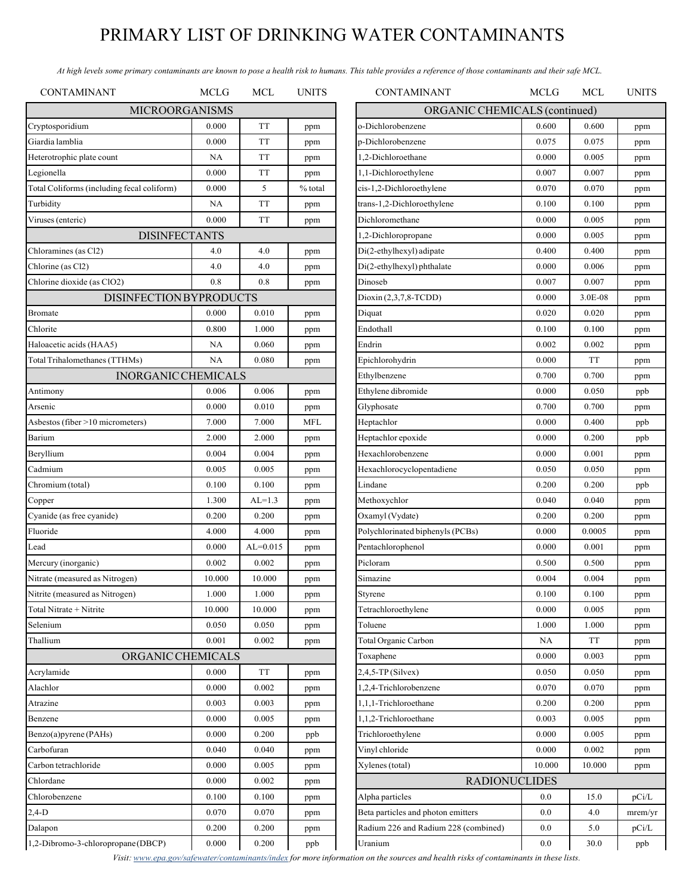# PRIMARY LIST OF DRINKING WATER CONTAMINANTS

*At high levels some primary contaminants are known to pose a health risk to humans. This table provides a reference of those contaminants and their safe MCL.*

| CONTAMINANT | MCLG | MCL | UNITS |
|---|---|---|---|
| **MICROORGANISMS** | | | |
| Cryptosporidium | 0.000 | TT | ppm |
| Giardia lamblia | 0.000 | TT | ppm |
| Heterotrophic plate count | NA | TT | ppm |
| Legionella | 0.000 | TT | ppm |
| Total Coliforms (including fecal coliform) | 0.000 | 5 | % total |
| Turbidity | NA | TT | ppm |
| Viruses (enteric) | 0.000 | TT | ppm |
| **DISINFECTANTS** | | | |
| Chloramines (as Cl2) | 4.0 | 4.0 | ppm |
| Chlorine (as Cl2) | 4.0 | 4.0 | ppm |
| Chlorine dioxide (as ClO2) | 0.8 | 0.8 | ppm |
| **DISINFECTION BYPRODUCTS** | | | |
| Bromate | 0.000 | 0.010 | ppm |
| Chlorite | 0.800 | 1.000 | ppm |
| Haloacetic acids (HAA5) | NA | 0.060 | ppm |
| Total Trihalomethanes (TTHMs) | NA | 0.080 | ppm |
| **INORGANIC CHEMICALS** | | | |
| Antimony | 0.006 | 0.006 | ppm |
| Arsenic | 0.000 | 0.010 | ppm |
| Asbestos (fiber >10 micrometers) | 7.000 | 7.000 | MFL |
| Barium | 2.000 | 2.000 | ppm |
| Beryllium | 0.004 | 0.004 | ppm |
| Cadmium | 0.005 | 0.005 | ppm |
| Chromium (total) | 0.100 | 0.100 | ppm |
| Copper | 1.300 | AL=1.3 | ppm |
| Cyanide (as free cyanide) | 0.200 | 0.200 | ppm |
| Fluoride | 4.000 | 4.000 | ppm |
| Lead | 0.000 | AL=0.015 | ppm |
| Mercury (inorganic) | 0.002 | 0.002 | ppm |
| Nitrate (measured as Nitrogen) | 10.000 | 10.000 | ppm |
| Nitrite (measured as Nitrogen) | 1.000 | 1.000 | ppm |
| Total Nitrate + Nitrite | 10.000 | 10.000 | ppm |
| Selenium | 0.050 | 0.050 | ppm |
| Thallium | 0.001 | 0.002 | ppm |
| **ORGANIC CHEMICALS** | | | |
| Acrylamide | 0.000 | TT | ppm |
| Alachlor | 0.000 | 0.002 | ppm |
| Atrazine | 0.003 | 0.003 | ppm |
| Benzene | 0.000 | 0.005 | ppm |
| Benzo(a)pyrene (PAHs) | 0.000 | 0.200 | ppb |
| Carbofuran | 0.040 | 0.040 | ppm |
| Carbon tetrachloride | 0.000 | 0.005 | ppm |
| Chlordane | 0.000 | 0.002 | ppm |
| Chlorobenzene | 0.100 | 0.100 | ppm |
| 2,4-D | 0.070 | 0.070 | ppm |
| Dalapon | 0.200 | 0.200 | ppm |
| 1,2-Dibromo-3-chloropropane (DBCP) | 0.000 | 0.200 | ppb |

| CONTAMINANT | MCLG | MCL | UNITS |
|---|---|---|---|
| **ORGANIC CHEMICALS (continued)** | | | |
| o-Dichlorobenzene | 0.600 | 0.600 | ppm |
| p-Dichlorobenzene | 0.075 | 0.075 | ppm |
| 1,2-Dichloroethane | 0.000 | 0.005 | ppm |
| 1,1-Dichloroethylene | 0.007 | 0.007 | ppm |
| cis-1,2-Dichloroethylene | 0.070 | 0.070 | ppm |
| trans-1,2-Dichloroethylene | 0.100 | 0.100 | ppm |
| Dichloromethane | 0.000 | 0.005 | ppm |
| 1,2-Dichloropropane | 0.000 | 0.005 | ppm |
| Di(2-ethylhexyl) adipate | 0.400 | 0.400 | ppm |
| Di(2-ethylhexyl) phthalate | 0.000 | 0.006 | ppm |
| Dinoseb | 0.007 | 0.007 | ppm |
| Dioxin (2,3,7,8-TCDD) | 0.000 | 3.0E-08 | ppm |
| Diquat | 0.020 | 0.020 | ppm |
| Endothall | 0.100 | 0.100 | ppm |
| Endrin | 0.002 | 0.002 | ppm |
| Epichlorohydrin | 0.000 | TT | ppm |
| Ethylbenzene | 0.700 | 0.700 | ppm |
| Ethylene dibromide | 0.000 | 0.050 | ppb |
| Glyphosate | 0.700 | 0.700 | ppm |
| Heptachlor | 0.000 | 0.400 | ppb |
| Heptachlor epoxide | 0.000 | 0.200 | ppb |
| Hexachlorobenzene | 0.000 | 0.001 | ppm |
| Hexachlorocyclopentadiene | 0.050 | 0.050 | ppm |
| Lindane | 0.200 | 0.200 | ppb |
| Methoxychlor | 0.040 | 0.040 | ppm |
| Oxamyl (Vydate) | 0.200 | 0.200 | ppm |
| Polychlorinated biphenyls (PCBs) | 0.000 | 0.0005 | ppm |
| Pentachlorophenol | 0.000 | 0.001 | ppm |
| Picloram | 0.500 | 0.500 | ppm |
| Simazine | 0.004 | 0.004 | ppm |
| Styrene | 0.100 | 0.100 | ppm |
| Tetrachloroethylene | 0.000 | 0.005 | ppm |
| Toluene | 1.000 | 1.000 | ppm |
| Total Organic Carbon | NA | TT | ppm |
| Toxaphene | 0.000 | 0.003 | ppm |
| 2,4,5-TP (Silvex) | 0.050 | 0.050 | ppm |
| 1,2,4-Trichlorobenzene | 0.070 | 0.070 | ppm |
| 1,1,1-Trichloroethane | 0.200 | 0.200 | ppm |
| 1,1,2-Trichloroethane | 0.003 | 0.005 | ppm |
| Trichloroethylene | 0.000 | 0.005 | ppm |
| Vinyl chloride | 0.000 | 0.002 | ppm |
| Xylenes (total) | 10.000 | 10.000 | ppm |
| **RADIONUCLIDES** | | | |
| Alpha particles | 0.0 | 15.0 | pCi/L |
| Beta particles and photon emitters | 0.0 | 4.0 | mrem/yr |
| Radium 226 and Radium 228 (combined) | 0.0 | 5.0 | pCi/L |
| Uranium | 0.0 | 30.0 | ppb |

*Visit: [www.epa.gov/safewater/contaminants/index](www.epa.gov/safewater/contaminants/index) for more information on the sources and health risks of contaminants in these lists.*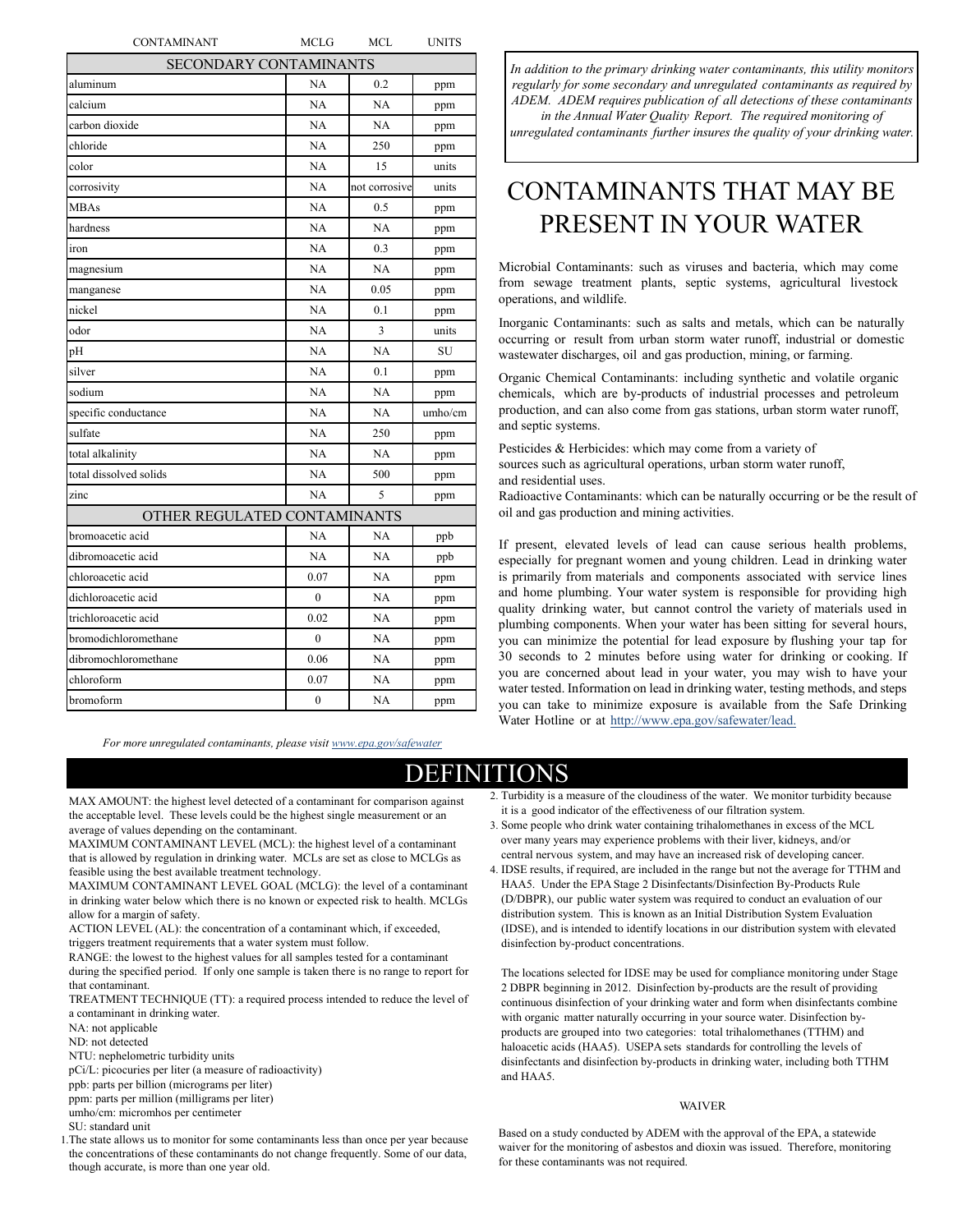| CONTAMINANT | MCLG | MCL | UNITS |
|---|---|---|---|
| **SECONDARY CONTAMINANTS** | | | |
| aluminum | NA | 0.2 | ppm |
| calcium | NA | NA | ppm |
| carbon dioxide | NA | NA | ppm |
| chloride | NA | 250 | ppm |
| color | NA | 15 | units |
| corrosivity | NA | not corrosive | units |
| MBAs | NA | 0.5 | ppm |
| hardness | NA | NA | ppm |
| iron | NA | 0.3 | ppm |
| magnesium | NA | NA | ppm |
| manganese | NA | 0.05 | ppm |
| nickel | NA | 0.1 | ppm |
| odor | NA | 3 | units |
| pH | NA | NA | SU |
| silver | NA | 0.1 | ppm |
| sodium | NA | NA | ppm |
| specific conductance | NA | NA | umho/cm |
| sulfate | NA | 250 | ppm |
| total alkalinity | NA | NA | ppm |
| total dissolved solids | NA | 500 | ppm |
| zinc | NA | 5 | ppm |
| **OTHER REGULATED CONTAMINANTS** | | | |
| bromoacetic acid | NA | NA | ppb |
| dibromoacetic acid | NA | NA | ppb |
| chloroacetic acid | 0.07 | NA | ppm |
| dichloroacetic acid | 0 | NA | ppm |
| trichloroacetic acid | 0.02 | NA | ppm |
| bromodichloromethane | 0 | NA | ppm |
| dibromochloromethane | 0.06 | NA | ppm |
| chloroform | 0.07 | NA | ppm |
| bromoform | 0 | NA | ppm |

*For more unregulated contaminants, please visit www.epa.gov/safewater*

*In addition to the primary drinking water contaminants, this utility monitors regularly for some secondary and unregulated contaminants as required by ADEM. ADEM requires publication of all detections of these contaminants in the Annual Water Quality Report. The required monitoring of unregulated contaminants further insures the quality of your drinking water.*

# CONTAMINANTS THAT MAY BE PRESENT IN YOUR WATER

Microbial Contaminants: such as viruses and bacteria, which may come from sewage treatment plants, septic systems, agricultural livestock operations, and wildlife.

Inorganic Contaminants: such as salts and metals, which can be naturally occurring or result from urban storm water runoff, industrial or domestic wastewater discharges, oil and gas production, mining, or farming.

Organic Chemical Contaminants: including synthetic and volatile organic chemicals, which are by-products of industrial processes and petroleum production, and can also come from gas stations, urban storm water runoff, and septic systems.

Pesticides & Herbicides: which may come from a variety of sources such as agricultural operations, urban storm water runoff, and residential uses.

Radioactive Contaminants: which can be naturally occurring or be the result of oil and gas production and mining activities.

If present, elevated levels of lead can cause serious health problems, especially for pregnant women and young children. Lead in drinking water is primarily from materials and components associated with service lines and home plumbing. Your water system is responsible for providing high quality drinking water, but cannot control the variety of materials used in plumbing components. When your water has been sitting for several hours, you can minimize the potential for lead exposure by flushing your tap for 30 seconds to 2 minutes before using water for drinking or cooking. If you are concerned about lead in your water, you may wish to have your water tested. Information on lead in drinking water, testing methods, and steps you can take to minimize exposure is available from the Safe Drinking Water Hotline or at http://www.epa.gov/safewater/lead.

# DEFINITIONS

MAX AMOUNT: the highest level detected of a contaminant for comparison against the acceptable level. These levels could be the highest single measurement or an average of values depending on the contaminant.

MAXIMUM CONTAMINANT LEVEL (MCL): the highest level of a contaminant that is allowed by regulation in drinking water. MCLs are set as close to MCLGs as feasible using the best available treatment technology.

MAXIMUM CONTAMINANT LEVEL GOAL (MCLG): the level of a contaminant in drinking water below which there is no known or expected risk to health. MCLGs allow for a margin of safety.

ACTION LEVEL (AL): the concentration of a contaminant which, if exceeded, triggers treatment requirements that a water system must follow.

RANGE: the lowest to the highest values for all samples tested for a contaminant during the specified period. If only one sample is taken there is no range to report for that contaminant.

TREATMENT TECHNIQUE (TT): a required process intended to reduce the level of a contaminant in drinking water.

NA: not applicable

ND: not detected

NTU: nephelometric turbidity units

pCi/L: picocuries per liter (a measure of radioactivity)

ppb: parts per billion (micrograms per liter)

ppm: parts per million (milligrams per liter)

umho/cm: micromhos per centimeter

SU: standard unit

1. The state allows us to monitor for some contaminants less than once per year because the concentrations of these contaminants do not change frequently. Some of our data, though accurate, is more than one year old.
2. Turbidity is a measure of the cloudiness of the water. We monitor turbidity because it is a good indicator of the effectiveness of our filtration system.
3. Some people who drink water containing trihalomethanes in excess of the MCL over many years may experience problems with their liver, kidneys, and/or central nervous system, and may have an increased risk of developing cancer.
4. IDSE results, if required, are included in the range but not the average for TTHM and HAA5. Under the EPA Stage 2 Disinfectants/Disinfection By-Products Rule (D/DBPR), our public water system was required to conduct an evaluation of our distribution system. This is known as an Initial Distribution System Evaluation (IDSE), and is intended to identify locations in our distribution system with elevated disinfection by-product concentrations.

The locations selected for IDSE may be used for compliance monitoring under Stage 2 DBPR beginning in 2012. Disinfection by-products are the result of providing continuous disinfection of your drinking water and form when disinfectants combine with organic matter naturally occurring in your source water. Disinfection by-products are grouped into two categories: total trihalomethanes (TTHM) and haloacetic acids (HAA5). USEPA sets standards for controlling the levels of disinfectants and disinfection by-products in drinking water, including both TTHM and HAA5.

WAIVER

Based on a study conducted by ADEM with the approval of the EPA, a statewide waiver for the monitoring of asbestos and dioxin was issued. Therefore, monitoring for these contaminants was not required.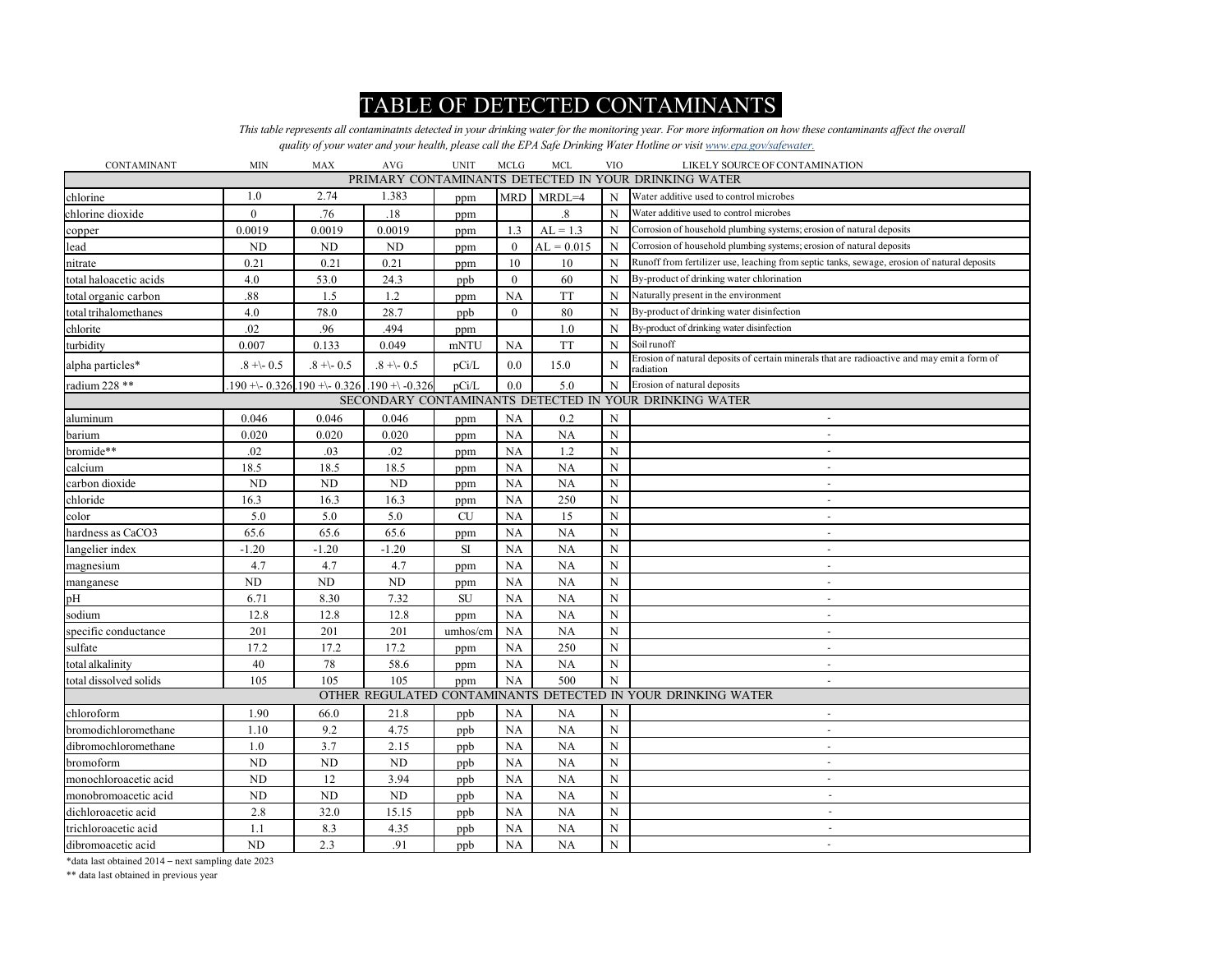# TABLE OF DETECTED CONTAMINANTS

*This table represents all contaminatnts detected in your drinking water for the monitoring year. For more information on how these contaminants affect the overall quality of your water and your health, please call the EPA Safe Drinking Water Hotline or visit [www.epa.gov/safewater.](www.epa.gov/safewater)*

| CONTAMINANT | MIN | MAX | AVG | UNIT | MCLG | MCL | VIO | LIKELY SOURCE OF CONTAMINATION |
|---|---|---|---|---|---|---|---|---|
| **PRIMARY CONTAMINANTS DETECTED IN YOUR DRINKING WATER** | | | | | | | | |
| chlorine | 1.0 | 2.74 | 1.383 | ppm | MRD | MRDL=4 | N | Water additive used to control microbes |
| chlorine dioxide | 0 | .76 | .18 | ppm | | .8 | N | Water additive used to control microbes |
| copper | 0.0019 | 0.0019 | 0.0019 | ppm | 1.3 | AL = 1.3 | N | Corrosion of household plumbing systems; erosion of natural deposits |
| lead | ND | ND | ND | ppm | 0 | AL = 0.015 | N | Corrosion of household plumbing systems; erosion of natural deposits |
| nitrate | 0.21 | 0.21 | 0.21 | ppm | 10 | 10 | N | Runoff from fertilizer use, leaching from septic tanks, sewage, erosion of natural deposits |
| total haloacetic acids | 4.0 | 53.0 | 24.3 | ppb | 0 | 60 | N | By-product of drinking water chlorination |
| total organic carbon | .88 | 1.5 | 1.2 | ppm | NA | TT | N | Naturally present in the environment |
| total trihalomethanes | 4.0 | 78.0 | 28.7 | ppb | 0 | 80 | N | By-product of drinking water disinfection |
| chlorite | .02 | .96 | .494 | ppm | | 1.0 | N | By-product of drinking water disinfection |
| turbidity | 0.007 | 0.133 | 0.049 | mNTU | NA | TT | N | Soil runoff |
| alpha particles* | .8 +\- 0.5 | .8 +\- 0.5 | .8 +\- 0.5 | pCi/L | 0.0 | 15.0 | N | Erosion of natural deposits of certain minerals that are radioactive and may emit a form of radiation |
| radium 228 ** | .190 +\- 0.326 | .190 +\- 0.326 | .190 +\ -0.326 | pCi/L | 0.0 | 5.0 | N | Erosion of natural deposits |
| **SECONDARY CONTAMINANTS DETECTED IN YOUR DRINKING WATER** | | | | | | | | |
| aluminum | 0.046 | 0.046 | 0.046 | ppm | NA | 0.2 | N | - |
| barium | 0.020 | 0.020 | 0.020 | ppm | NA | NA | N | - |
| bromide** | .02 | .03 | .02 | ppm | NA | 1.2 | N | - |
| calcium | 18.5 | 18.5 | 18.5 | ppm | NA | NA | N | - |
| carbon dioxide | ND | ND | ND | ppm | NA | NA | N | - |
| chloride | 16.3 | 16.3 | 16.3 | ppm | NA | 250 | N | - |
| color | 5.0 | 5.0 | 5.0 | CU | NA | 15 | N | - |
| hardness as $CaCO_3$ | 65.6 | 65.6 | 65.6 | ppm | NA | NA | N | - |
| langelier index | -1.20 | -1.20 | -1.20 | SI | NA | NA | N | - |
| magnesium | 4.7 | 4.7 | 4.7 | ppm | NA | NA | N | - |
| manganese | ND | ND | ND | ppm | NA | NA | N | - |
| pH | 6.71 | 8.30 | 7.32 | SU | NA | NA | N | - |
| sodium | 12.8 | 12.8 | 12.8 | ppm | NA | NA | N | - |
| specific conductance | 201 | 201 | 201 | umhos/cm | NA | NA | N | - |
| sulfate | 17.2 | 17.2 | 17.2 | ppm | NA | 250 | N | - |
| total alkalinity | 40 | 78 | 58.6 | ppm | NA | NA | N | - |
| total dissolved solids | 105 | 105 | 105 | ppm | NA | 500 | N | - |
| **OTHER REGULATED CONTAMINANTS DETECTED IN YOUR DRINKING WATER** | | | | | | | | |
| chloroform | 1.90 | 66.0 | 21.8 | ppb | NA | NA | N | - |
| bromodichloromethane | 1.10 | 9.2 | 4.75 | ppb | NA | NA | N | - |
| dibromochloromethane | 1.0 | 3.7 | 2.15 | ppb | NA | NA | N | - |
| bromoform | ND | ND | ND | ppb | NA | NA | N | - |
| monochloroacetic acid | ND | 12 | 3.94 | ppb | NA | NA | N | - |
| monobromoacetic acid | ND | ND | ND | ppb | NA | NA | N | - |
| dichloroacetic acid | 2.8 | 32.0 | 15.15 | ppb | NA | NA | N | - |
| trichloroacetic acid | 1.1 | 8.3 | 4.35 | ppb | NA | NA | N | - |
| dibromoacetic acid | ND | 2.3 | .91 | ppb | NA | NA | N | - |

*data last obtained 2014 – next sampling date 2023

** data last obtained in previous year